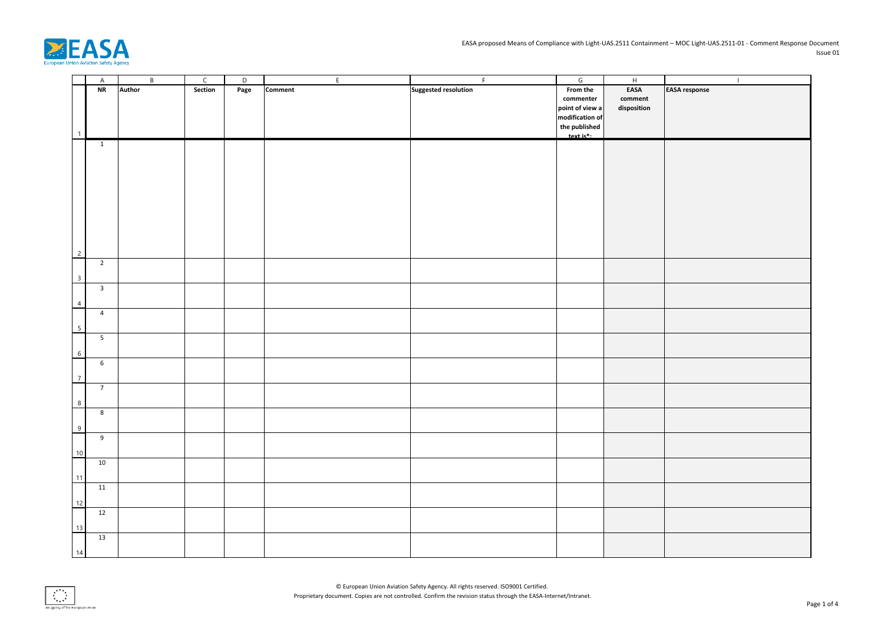EASA proposed Means of Compliance with Light-UAS.2511 Containment – MOC Light-UAS.2511-01 - Comment Response Document

Issue 01

| | A | B | C | D | E | F | G | H | I |
|---|---|---|---|---|---|---|---|---|---|
| 1 | **NR** | **Author** | **Section** | **Page** | **Comment** | **Suggested resolution** | **From the commenter point of view a modification of the published text is*:** | **EASA comment disposition** | **EASA response** |
| 2 | 1 | | | | | | | | |
| 3 | 2 | | | | | | | | |
| 4 | 3 | | | | | | | | |
| 5 | 4 | | | | | | | | |
| 6 | 5 | | | | | | | | |
| 7 | 6 | | | | | | | | |
| 8 | 7 | | | | | | | | |
| 9 | 8 | | | | | | | | |
| 10 | 9 | | | | | | | | |
| 11 | 10 | | | | | | | | |
| 12 | 11 | | | | | | | | |
| 13 | 12 | | | | | | | | |
| 14 | 13 | | | | | | | | |

© European Union Aviation Safety Agency. All rights reserved. ISO9001 Certified.

Proprietary document. Copies are not controlled. Confirm the revision status through the EASA-Internet/Intranet.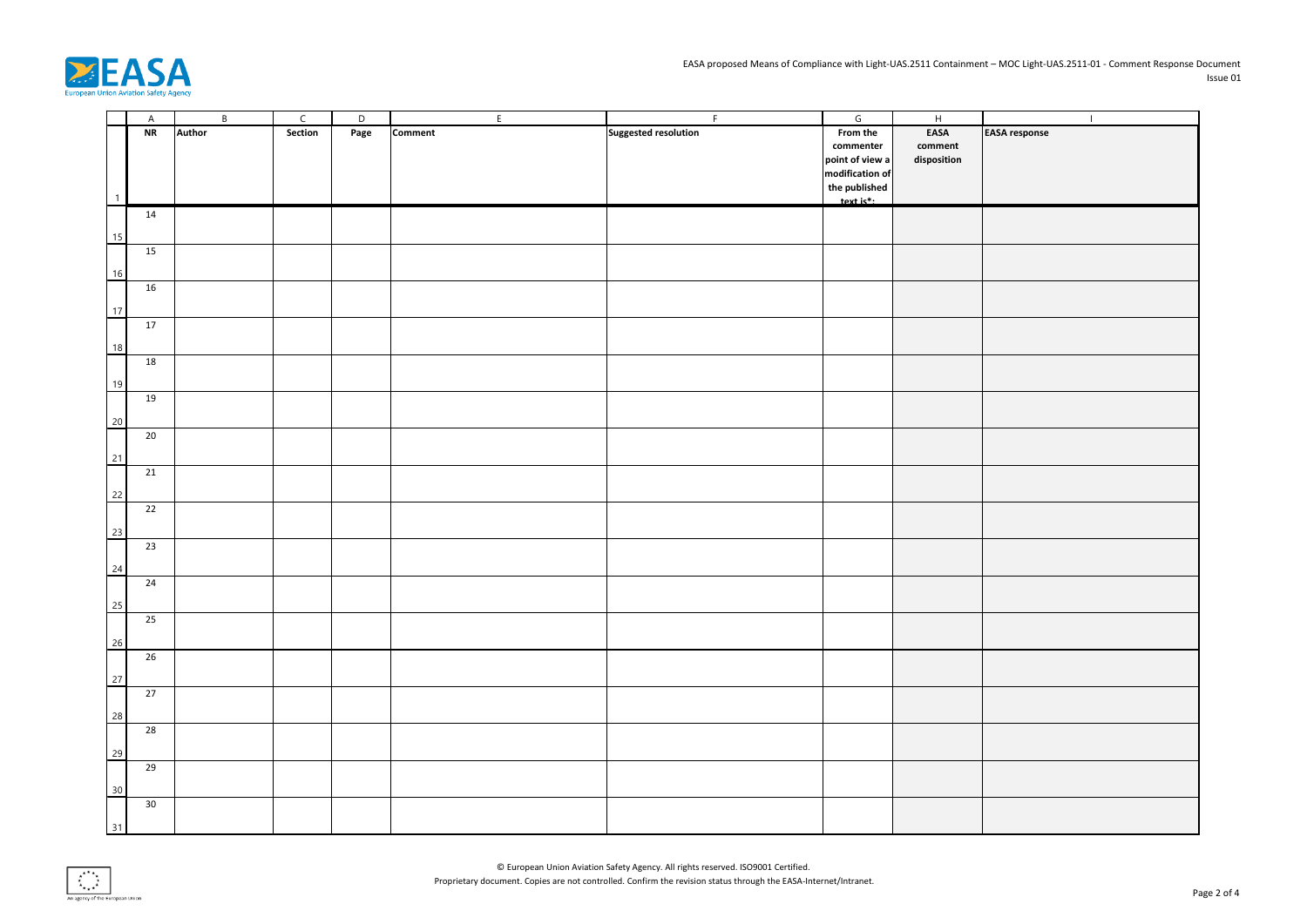| NR | Author | Section | Page | Comment | Suggested resolution | From the commenter point of view a modification of the published text is*: | EASA comment disposition | EASA response |
|---|---|---|---|---|---|---|---|---|
| 14 | | | | | | | | |
| 15 | | | | | | | | |
| 16 | | | | | | | | |
| 17 | | | | | | | | |
| 18 | | | | | | | | |
| 19 | | | | | | | | |
| 20 | | | | | | | | |
| 21 | | | | | | | | |
| 22 | | | | | | | | |
| 23 | | | | | | | | |
| 24 | | | | | | | | |
| 25 | | | | | | | | |
| 26 | | | | | | | | |
| 27 | | | | | | | | |
| 28 | | | | | | | | |
| 29 | | | | | | | | |
| 30 | | | | | | | | |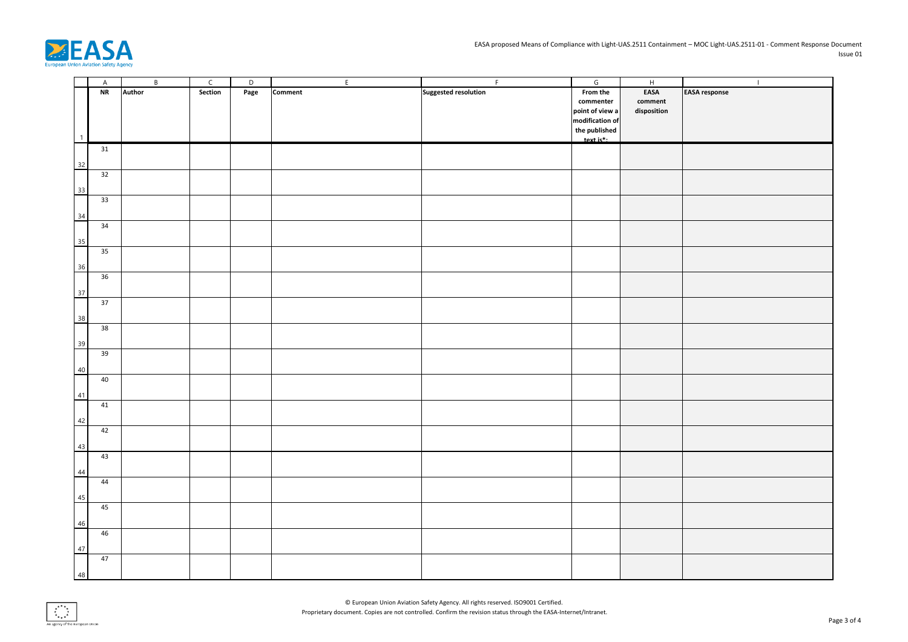| NR | Author | Section | Page | Comment | Suggested resolution | From the commenter point of view a modification of the published text is*: | EASA comment disposition | EASA response |
|---|---|---|---|---|---|---|---|---|
| 31 | | | | | | | | |
| 32 | | | | | | | | |
| 33 | | | | | | | | |
| 34 | | | | | | | | |
| 35 | | | | | | | | |
| 36 | | | | | | | | |
| 37 | | | | | | | | |
| 38 | | | | | | | | |
| 39 | | | | | | | | |
| 40 | | | | | | | | |
| 41 | | | | | | | | |
| 42 | | | | | | | | |
| 43 | | | | | | | | |
| 44 | | | | | | | | |
| 45 | | | | | | | | |
| 46 | | | | | | | | |
| 47 | | | | | | | | |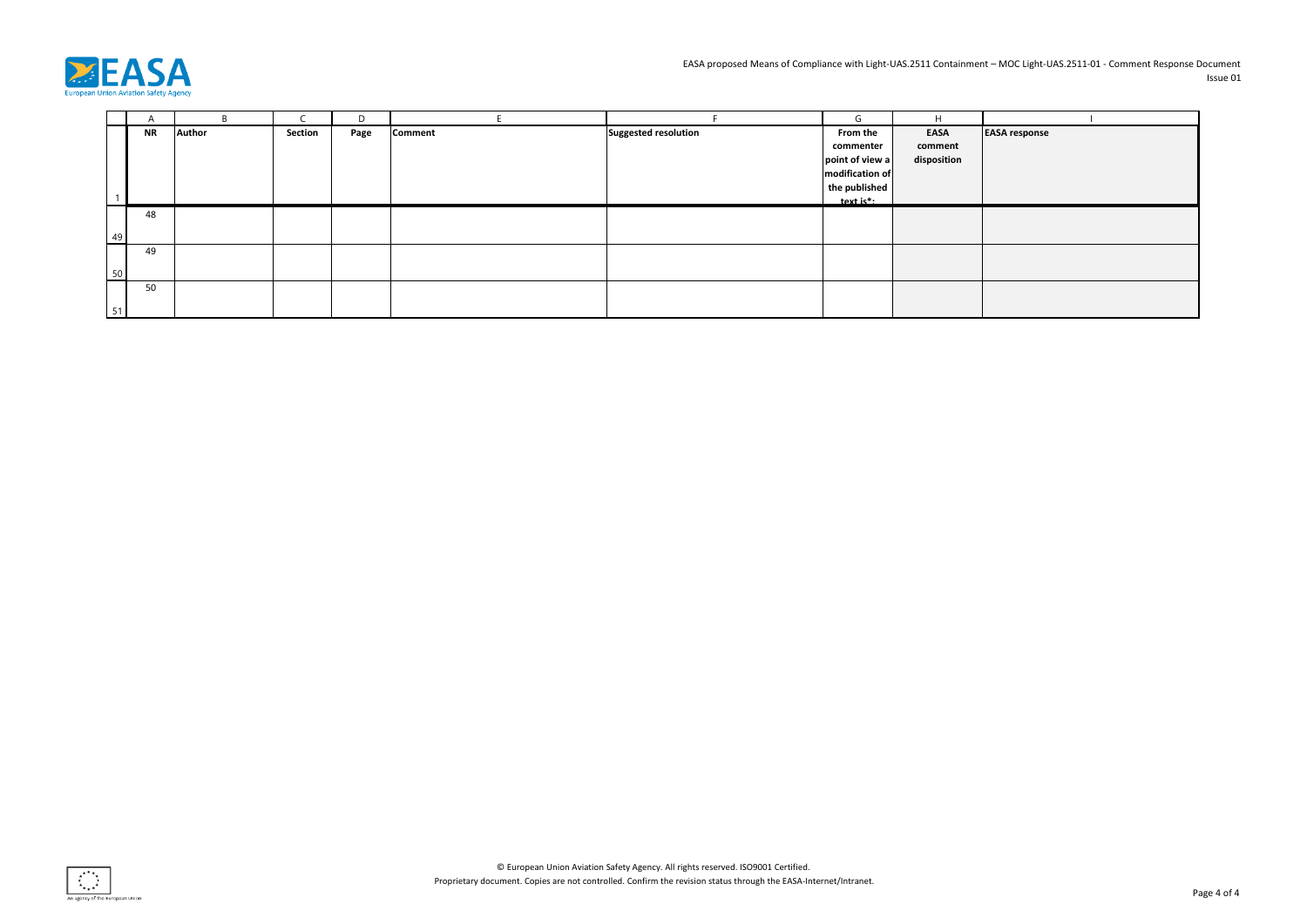| | A | B | C | D | E | F | G | H | I |
|---|---|---|---|---|---|---|---|---|---|
| 1 | **NR** | **Author** | **Section** | **Page** | **Comment** | **Suggested resolution** | **From the commenter point of view a modification of the published text is*:** | **EASA comment disposition** | **EASA response** |
| 49 | 48 | | | | | | | | |
| 50 | 49 | | | | | | | | |
| 51 | 50 | | | | | | | | |

© European Union Aviation Safety Agency. All rights reserved. ISO9001 Certified.
Proprietary document. Copies are not controlled. Confirm the revision status through the EASA-Internet/Intranet.